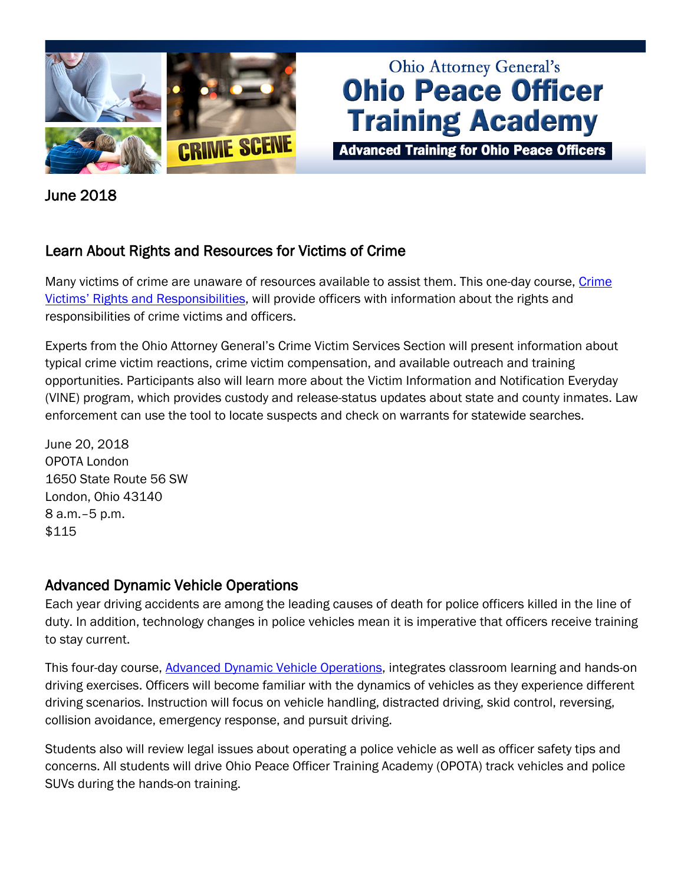Ohio Attorney General's

# Ohio Peace Officer Training Academy

**Advanced Training for Ohio Peace Officers**

June 2018

## Learn About Rights and Resources for Victims of Crime

Many victims of crime are unaware of resources available to assist them. This one-day course, Crime Victims' Rights and Responsibilities, will provide officers with information about the rights and responsibilities of crime victims and officers.

Experts from the Ohio Attorney General's Crime Victim Services Section will present information about typical crime victim reactions, crime victim compensation, and available outreach and training opportunities. Participants also will learn more about the Victim Information and Notification Everyday (VINE) program, which provides custody and release-status updates about state and county inmates. Law enforcement can use the tool to locate suspects and check on warrants for statewide searches.

June 20, 2018
OPOTA London
1650 State Route 56 SW
London, Ohio 43140
8 a.m.–5 p.m.
$115

## Advanced Dynamic Vehicle Operations

Each year driving accidents are among the leading causes of death for police officers killed in the line of duty. In addition, technology changes in police vehicles mean it is imperative that officers receive training to stay current.

This four-day course, Advanced Dynamic Vehicle Operations, integrates classroom learning and hands-on driving exercises. Officers will become familiar with the dynamics of vehicles as they experience different driving scenarios. Instruction will focus on vehicle handling, distracted driving, skid control, reversing, collision avoidance, emergency response, and pursuit driving.

Students also will review legal issues about operating a police vehicle as well as officer safety tips and concerns. All students will drive Ohio Peace Officer Training Academy (OPOTA) track vehicles and police SUVs during the hands-on training.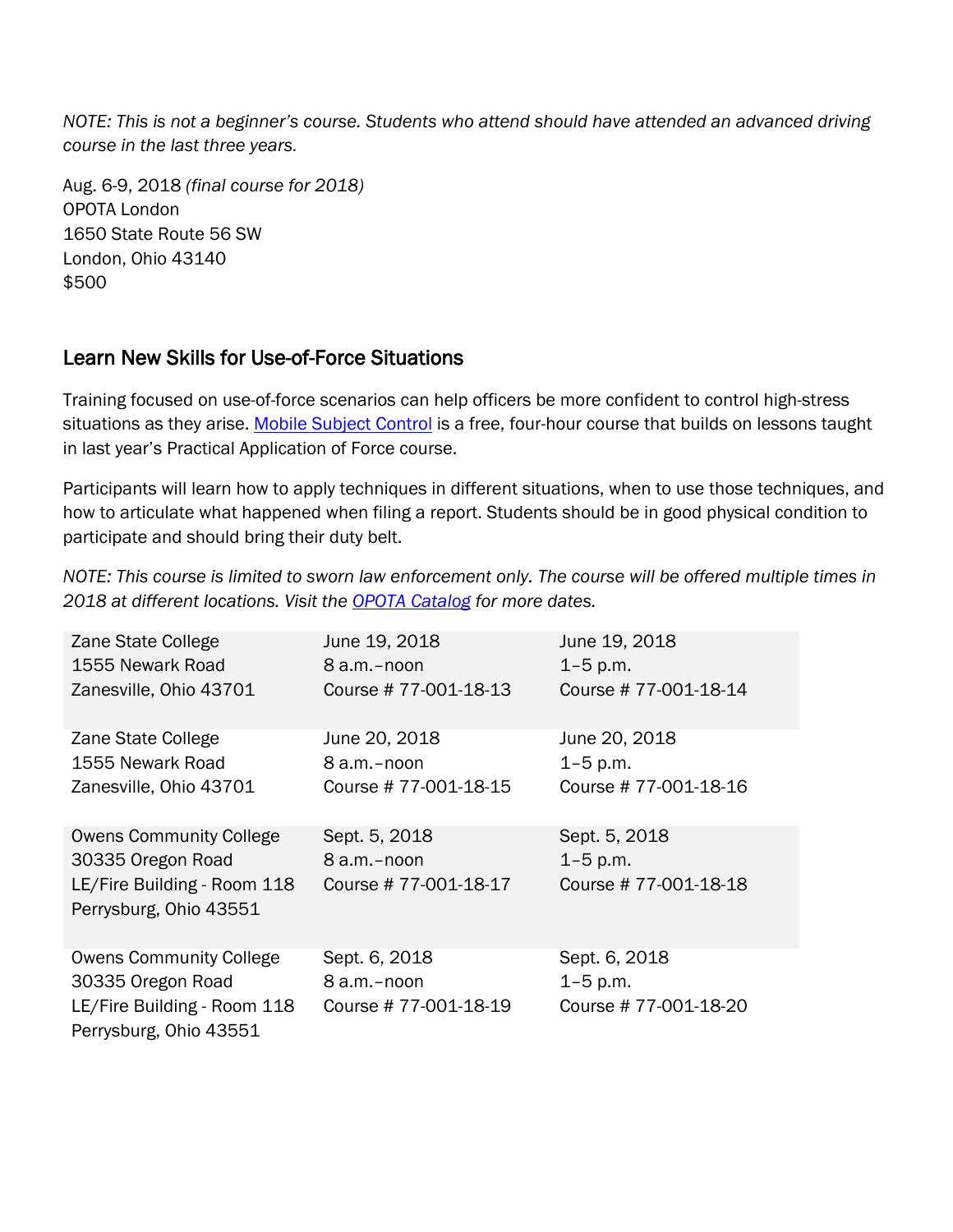*NOTE: This is not a beginner's course. Students who attend should have attended an advanced driving course in the last three years.*

Aug. 6-9, 2018 *(final course for 2018)*
OPOTA London
1650 State Route 56 SW
London, Ohio 43140
$500

## Learn New Skills for Use-of-Force Situations

Training focused on use-of-force scenarios can help officers be more confident to control high-stress situations as they arise. [Mobile Subject Control] is a free, four-hour course that builds on lessons taught in last year's Practical Application of Force course.

Participants will learn how to apply techniques in different situations, when to use those techniques, and how to articulate what happened when filing a report. Students should be in good physical condition to participate and should bring their duty belt.

*NOTE: This course is limited to sworn law enforcement only. The course will be offered multiple times in 2018 at different locations. Visit the [OPOTA Catalog] for more dates.*

| | | |
|---|---|---|
| Zane State College<br>1555 Newark Road<br>Zanesville, Ohio 43701 | June 19, 2018<br>8 a.m.–noon<br>Course # 77-001-18-13 | June 19, 2018<br>1–5 p.m.<br>Course # 77-001-18-14 |
| Zane State College<br>1555 Newark Road<br>Zanesville, Ohio 43701 | June 20, 2018<br>8 a.m.–noon<br>Course # 77-001-18-15 | June 20, 2018<br>1–5 p.m.<br>Course # 77-001-18-16 |
| Owens Community College<br>30335 Oregon Road<br>LE/Fire Building - Room 118<br>Perrysburg, Ohio 43551 | Sept. 5, 2018<br>8 a.m.–noon<br>Course # 77-001-18-17 | Sept. 5, 2018<br>1–5 p.m.<br>Course # 77-001-18-18 |
| Owens Community College<br>30335 Oregon Road<br>LE/Fire Building - Room 118<br>Perrysburg, Ohio 43551 | Sept. 6, 2018<br>8 a.m.–noon<br>Course # 77-001-18-19 | Sept. 6, 2018<br>1–5 p.m.<br>Course # 77-001-18-20 |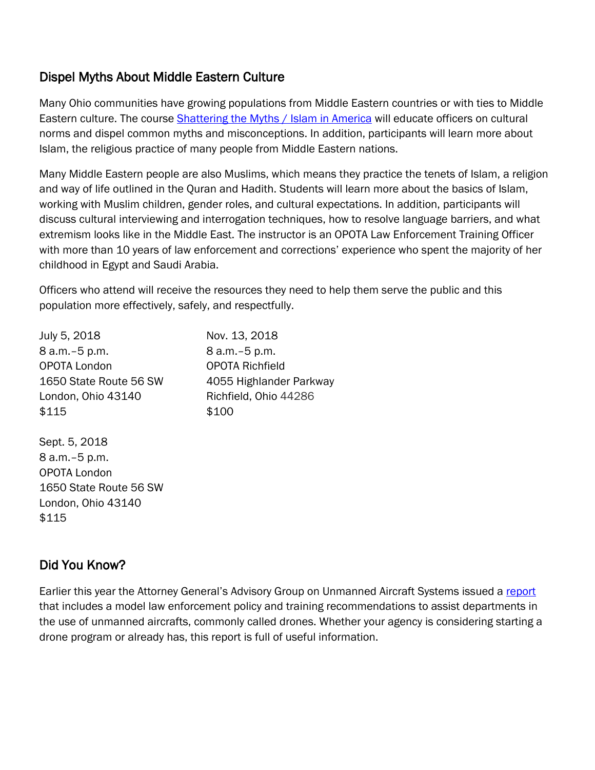## Dispel Myths About Middle Eastern Culture

Many Ohio communities have growing populations from Middle Eastern countries or with ties to Middle Eastern culture. The course [Shattering the Myths / Islam in America]() will educate officers on cultural norms and dispel common myths and misconceptions. In addition, participants will learn more about Islam, the religious practice of many people from Middle Eastern nations.

Many Middle Eastern people are also Muslims, which means they practice the tenets of Islam, a religion and way of life outlined in the Quran and Hadith. Students will learn more about the basics of Islam, working with Muslim children, gender roles, and cultural expectations. In addition, participants will discuss cultural interviewing and interrogation techniques, how to resolve language barriers, and what extremism looks like in the Middle East. The instructor is an OPOTA Law Enforcement Training Officer with more than 10 years of law enforcement and corrections' experience who spent the majority of her childhood in Egypt and Saudi Arabia.

Officers who attend will receive the resources they need to help them serve the public and this population more effectively, safely, and respectfully.

July 5, 2018
8 a.m.–5 p.m.
OPOTA London
1650 State Route 56 SW
London, Ohio 43140
$115

Sept. 5, 2018
8 a.m.–5 p.m.
OPOTA London
1650 State Route 56 SW
London, Ohio 43140
$115

Nov. 13, 2018
8 a.m.–5 p.m.
OPOTA Richfield
4055 Highlander Parkway
Richfield, Ohio 44286
$100

## Did You Know?

Earlier this year the Attorney General's Advisory Group on Unmanned Aircraft Systems issued a [report]() that includes a model law enforcement policy and training recommendations to assist departments in the use of unmanned aircrafts, commonly called drones. Whether your agency is considering starting a drone program or already has, this report is full of useful information.